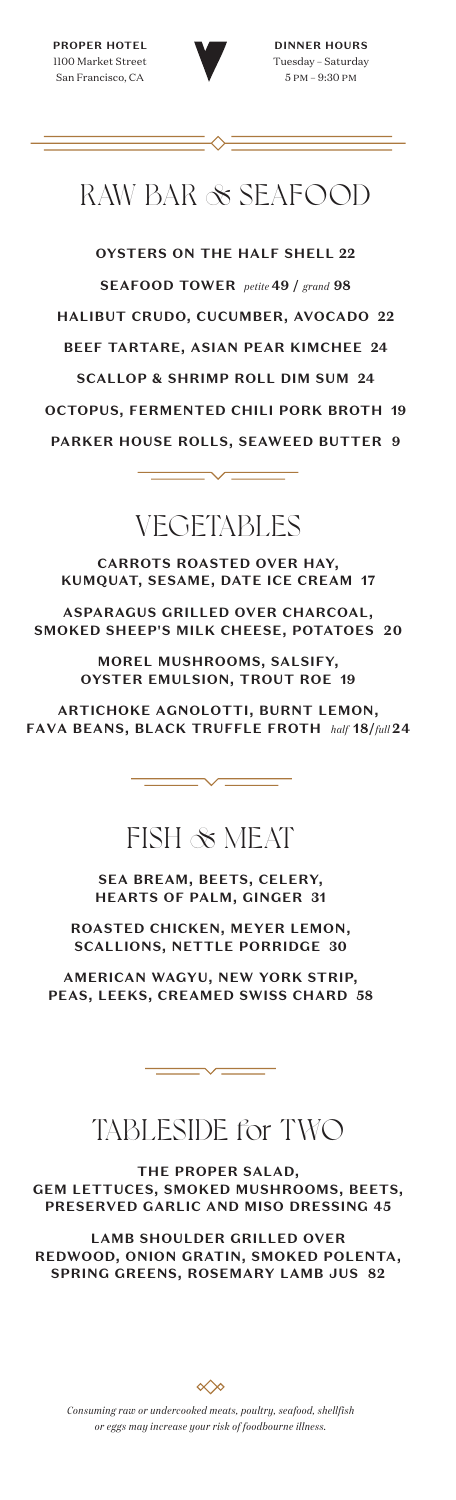**PROPER HOTEL**
1100 Market Street
San Francisco, CA

**DINNER HOURS**
Tuesday – Saturday
5 PM – 9:30 PM

# RAW BAR & SEAFOOD

**OYSTERS ON THE HALF SHELL 22**

**SEAFOOD TOWER** *petite* **49 /** *grand* **98**

**HALIBUT CRUDO, CUCUMBER, AVOCADO 22**

**BEEF TARTARE, ASIAN PEAR KIMCHEE 24**

**SCALLOP & SHRIMP ROLL DIM SUM 24**

**OCTOPUS, FERMENTED CHILI PORK BROTH 19**

**PARKER HOUSE ROLLS, SEAWEED BUTTER 9**

# VEGETABLES

**CARROTS ROASTED OVER HAY, KUMQUAT, SESAME, DATE ICE CREAM 17**

**ASPARAGUS GRILLED OVER CHARCOAL, SMOKED SHEEP'S MILK CHEESE, POTATOES 20**

**MOREL MUSHROOMS, SALSIFY, OYSTER EMULSION, TROUT ROE 19**

**ARTICHOKE AGNOLOTTI, BURNT LEMON, FAVA BEANS, BLACK TRUFFLE FROTH** *half* **18/***full* **24**

# FISH & MEAT

**SEA BREAM, BEETS, CELERY, HEARTS OF PALM, GINGER 31**

**ROASTED CHICKEN, MEYER LEMON, SCALLIONS, NETTLE PORRIDGE 30**

**AMERICAN WAGYU, NEW YORK STRIP, PEAS, LEEKS, CREAMED SWISS CHARD 58**

# TABLESIDE for TWO

**THE PROPER SALAD, GEM LETTUCES, SMOKED MUSHROOMS, BEETS, PRESERVED GARLIC AND MISO DRESSING 45**

**LAMB SHOULDER GRILLED OVER REDWOOD, ONION GRATIN, SMOKED POLENTA, SPRING GREENS, ROSEMARY LAMB JUS 82**

*Consuming raw or undercooked meats, poultry, seafood, shellfish or eggs may increase your risk of foodbourne illness.*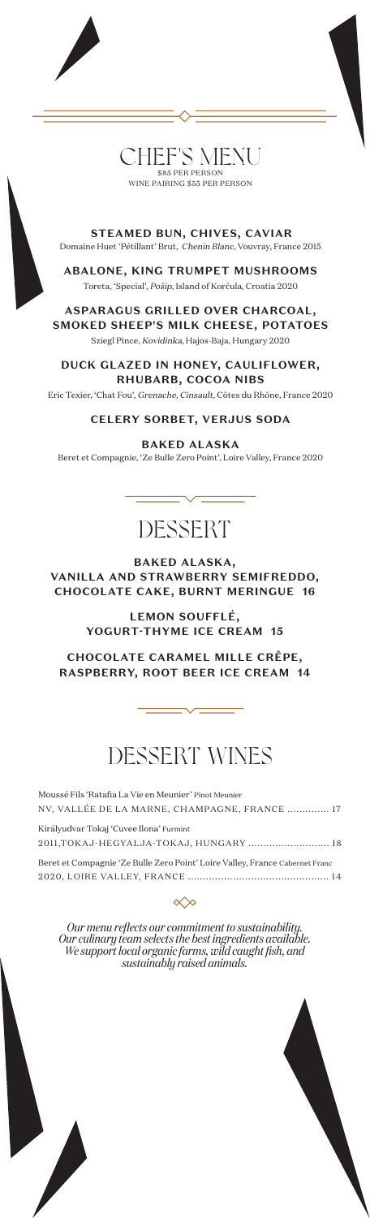# CHEF'S MENU

$85 PER PERSON
WINE PAIRING $55 PER PERSON

**STEAMED BUN, CHIVES, CAVIAR**
Domaine Huet 'Pétillant' Brut, *Chenin Blanc*, Vouvray, France 2015

**ABALONE, KING TRUMPET MUSHROOMS**
Toreta, 'Special', *Pošip*, Island of Korčula, Croatia 2020

**ASPARAGUS GRILLED OVER CHARCOAL, SMOKED SHEEP'S MILK CHEESE, POTATOES**
Sziegl Pince, *Kovidinka*, Hajos-Baja, Hungary 2020

**DUCK GLAZED IN HONEY, CAULIFLOWER, RHUBARB, COCOA NIBS**
Eric Texier, 'Chat Fou', *Grenache, Cinsault*, Côtes du Rhône, France 2020

**CELERY SORBET, VERJUS SODA**

**BAKED ALASKA**
Beret et Compagnie, 'Ze Bulle Zero Point', Loire Valley, France 2020

# DESSERT

**BAKED ALASKA, VANILLA AND STRAWBERRY SEMIFREDDO, CHOCOLATE CAKE, BURNT MERINGUE 16**

**LEMON SOUFFLÉ, YOGURT-THYME ICE CREAM 15**

**CHOCOLATE CARAMEL MILLE CRÊPE, RASPBERRY, ROOT BEER ICE CREAM 14**

# DESSERT WINES

Moussé Fils 'Ratafia La Vie en Meunier' Pinot Meunier
NV, VALLÉE DE LA MARNE, CHAMPAGNE, FRANCE .............. 17

Királyudvar Tokaj 'Cuvee Ilona' Furmint
2011,TOKAJ-HEGYALJA-TOKAJ, HUNGARY ........................... 18

Beret et Compagnie 'Ze Bulle Zero Point' Loire Valley, France Cabernet Franc
2020, LOIRE VALLEY, FRANCE ............................................... 14

*Our menu reflects our commitment to sustainability. Our culinary team selects the best ingredients available. We support local organic farms, wild caught fish, and sustainably raised animals.*